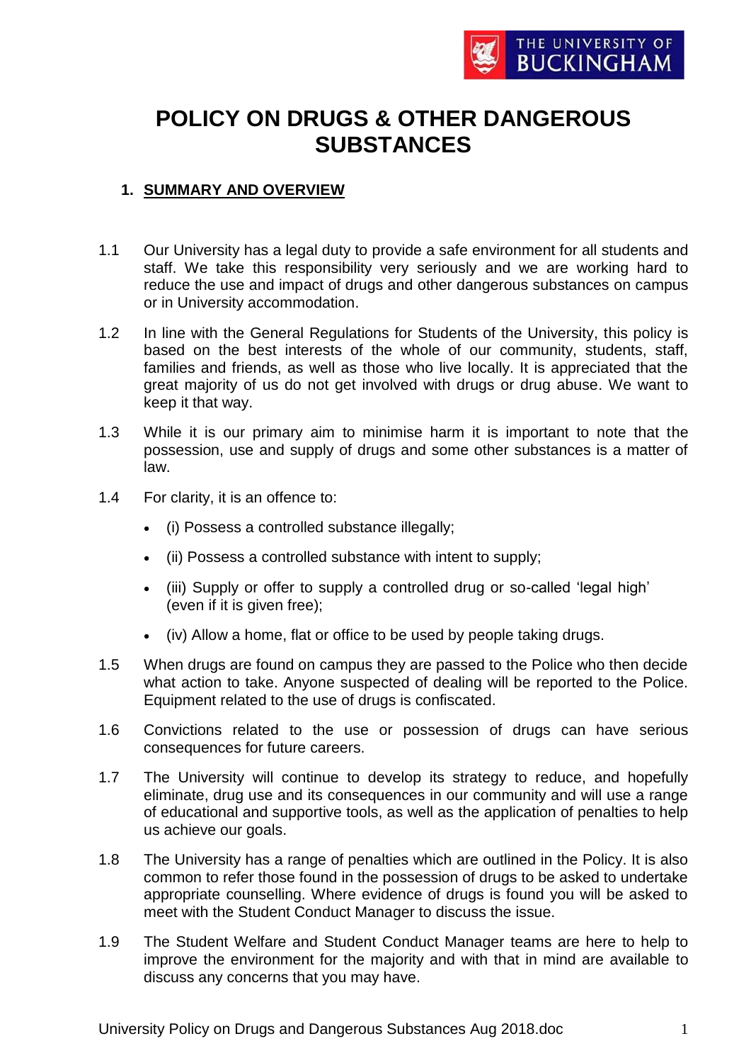# POLICY ON DRUGS & OTHER DANGEROUS SUBSTANCES

## 1. SUMMARY AND OVERVIEW

1.1 Our University has a legal duty to provide a safe environment for all students and staff. We take this responsibility very seriously and we are working hard to reduce the use and impact of drugs and other dangerous substances on campus or in University accommodation.

1.2 In line with the General Regulations for Students of the University, this policy is based on the best interests of the whole of our community, students, staff, families and friends, as well as those who live locally. It is appreciated that the great majority of us do not get involved with drugs or drug abuse. We want to keep it that way.

1.3 While it is our primary aim to minimise harm it is important to note that the possession, use and supply of drugs and some other substances is a matter of law.

1.4 For clarity, it is an offence to:

- (i) Possess a controlled substance illegally;
- (ii) Possess a controlled substance with intent to supply;
- (iii) Supply or offer to supply a controlled drug or so-called 'legal high' (even if it is given free);
- (iv) Allow a home, flat or office to be used by people taking drugs.

1.5 When drugs are found on campus they are passed to the Police who then decide what action to take. Anyone suspected of dealing will be reported to the Police. Equipment related to the use of drugs is confiscated.

1.6 Convictions related to the use or possession of drugs can have serious consequences for future careers.

1.7 The University will continue to develop its strategy to reduce, and hopefully eliminate, drug use and its consequences in our community and will use a range of educational and supportive tools, as well as the application of penalties to help us achieve our goals.

1.8 The University has a range of penalties which are outlined in the Policy. It is also common to refer those found in the possession of drugs to be asked to undertake appropriate counselling. Where evidence of drugs is found you will be asked to meet with the Student Conduct Manager to discuss the issue.

1.9 The Student Welfare and Student Conduct Manager teams are here to help to improve the environment for the majority and with that in mind are available to discuss any concerns that you may have.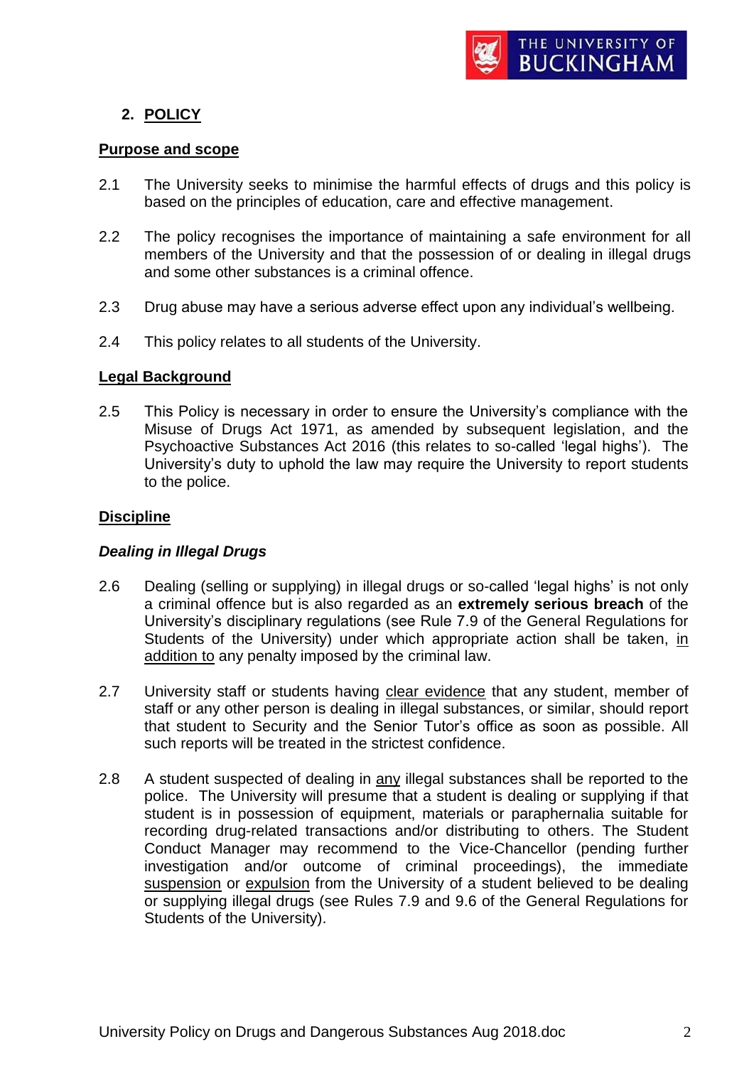## 2. POLICY

**Purpose and scope**

2.1 The University seeks to minimise the harmful effects of drugs and this policy is based on the principles of education, care and effective management.

2.2 The policy recognises the importance of maintaining a safe environment for all members of the University and that the possession of or dealing in illegal drugs and some other substances is a criminal offence.

2.3 Drug abuse may have a serious adverse effect upon any individual's wellbeing.

2.4 This policy relates to all students of the University.

**Legal Background**

2.5 This Policy is necessary in order to ensure the University's compliance with the Misuse of Drugs Act 1971, as amended by subsequent legislation, and the Psychoactive Substances Act 2016 (this relates to so-called 'legal highs'). The University's duty to uphold the law may require the University to report students to the police.

**Discipline**

***Dealing in Illegal Drugs***

2.6 Dealing (selling or supplying) in illegal drugs or so-called 'legal highs' is not only a criminal offence but is also regarded as an **extremely serious breach** of the University's disciplinary regulations (see Rule 7.9 of the General Regulations for Students of the University) under which appropriate action shall be taken, in addition to any penalty imposed by the criminal law.

2.7 University staff or students having clear evidence that any student, member of staff or any other person is dealing in illegal substances, or similar, should report that student to Security and the Senior Tutor's office as soon as possible. All such reports will be treated in the strictest confidence.

2.8 A student suspected of dealing in any illegal substances shall be reported to the police. The University will presume that a student is dealing or supplying if that student is in possession of equipment, materials or paraphernalia suitable for recording drug-related transactions and/or distributing to others. The Student Conduct Manager may recommend to the Vice-Chancellor (pending further investigation and/or outcome of criminal proceedings), the immediate suspension or expulsion from the University of a student believed to be dealing or supplying illegal drugs (see Rules 7.9 and 9.6 of the General Regulations for Students of the University).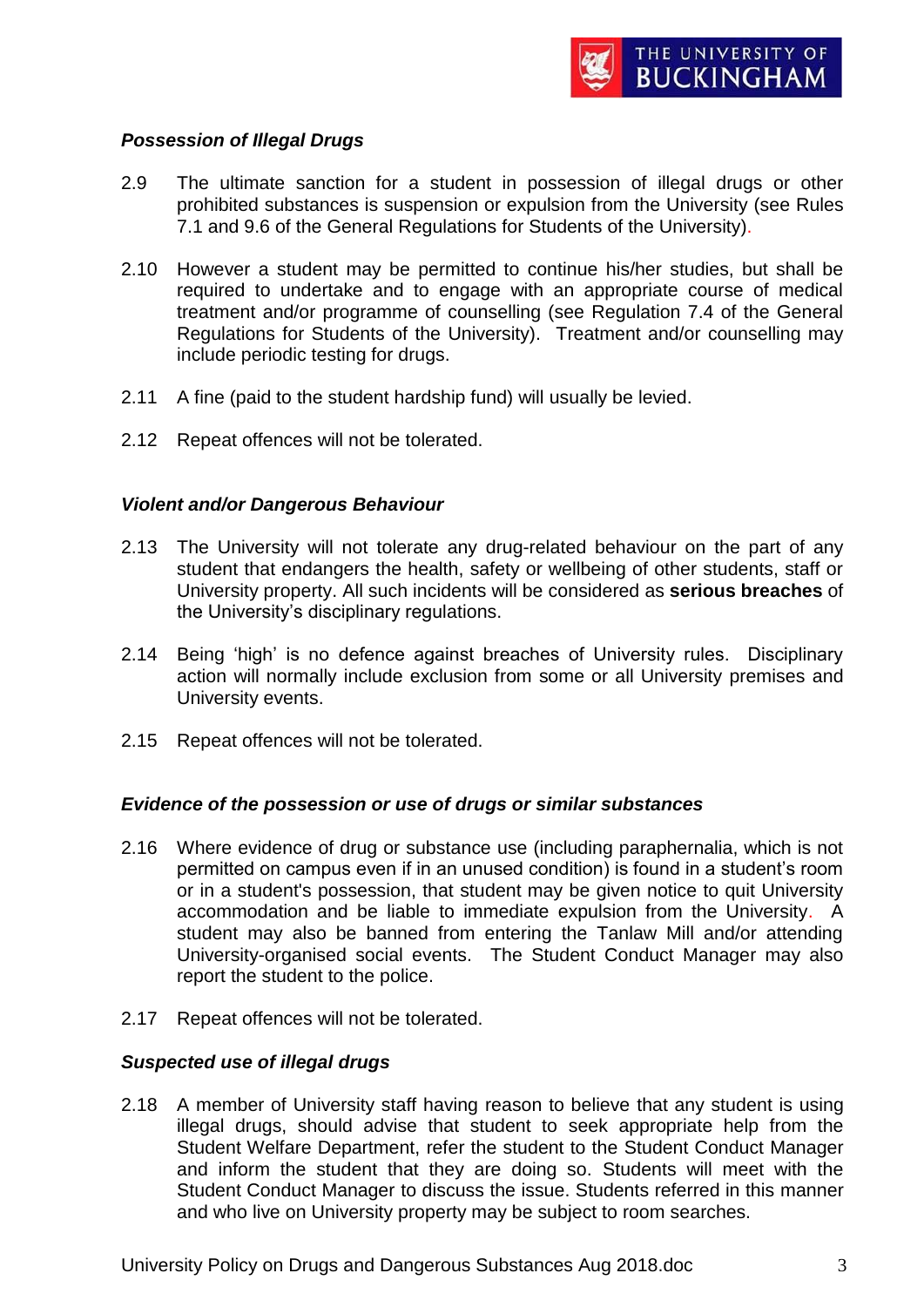### *Possession of Illegal Drugs*

2.9 The ultimate sanction for a student in possession of illegal drugs or other prohibited substances is suspension or expulsion from the University (see Rules 7.1 and 9.6 of the General Regulations for Students of the University).

2.10 However a student may be permitted to continue his/her studies, but shall be required to undertake and to engage with an appropriate course of medical treatment and/or programme of counselling (see Regulation 7.4 of the General Regulations for Students of the University). Treatment and/or counselling may include periodic testing for drugs.

2.11 A fine (paid to the student hardship fund) will usually be levied.

2.12 Repeat offences will not be tolerated.

### *Violent and/or Dangerous Behaviour*

2.13 The University will not tolerate any drug-related behaviour on the part of any student that endangers the health, safety or wellbeing of other students, staff or University property. All such incidents will be considered as **serious breaches** of the University's disciplinary regulations.

2.14 Being 'high' is no defence against breaches of University rules. Disciplinary action will normally include exclusion from some or all University premises and University events.

2.15 Repeat offences will not be tolerated.

### *Evidence of the possession or use of drugs or similar substances*

2.16 Where evidence of drug or substance use (including paraphernalia, which is not permitted on campus even if in an unused condition) is found in a student's room or in a student's possession, that student may be given notice to quit University accommodation and be liable to immediate expulsion from the University. A student may also be banned from entering the Tanlaw Mill and/or attending University-organised social events. The Student Conduct Manager may also report the student to the police.

2.17 Repeat offences will not be tolerated.

### *Suspected use of illegal drugs*

2.18 A member of University staff having reason to believe that any student is using illegal drugs, should advise that student to seek appropriate help from the Student Welfare Department, refer the student to the Student Conduct Manager and inform the student that they are doing so. Students will meet with the Student Conduct Manager to discuss the issue. Students referred in this manner and who live on University property may be subject to room searches.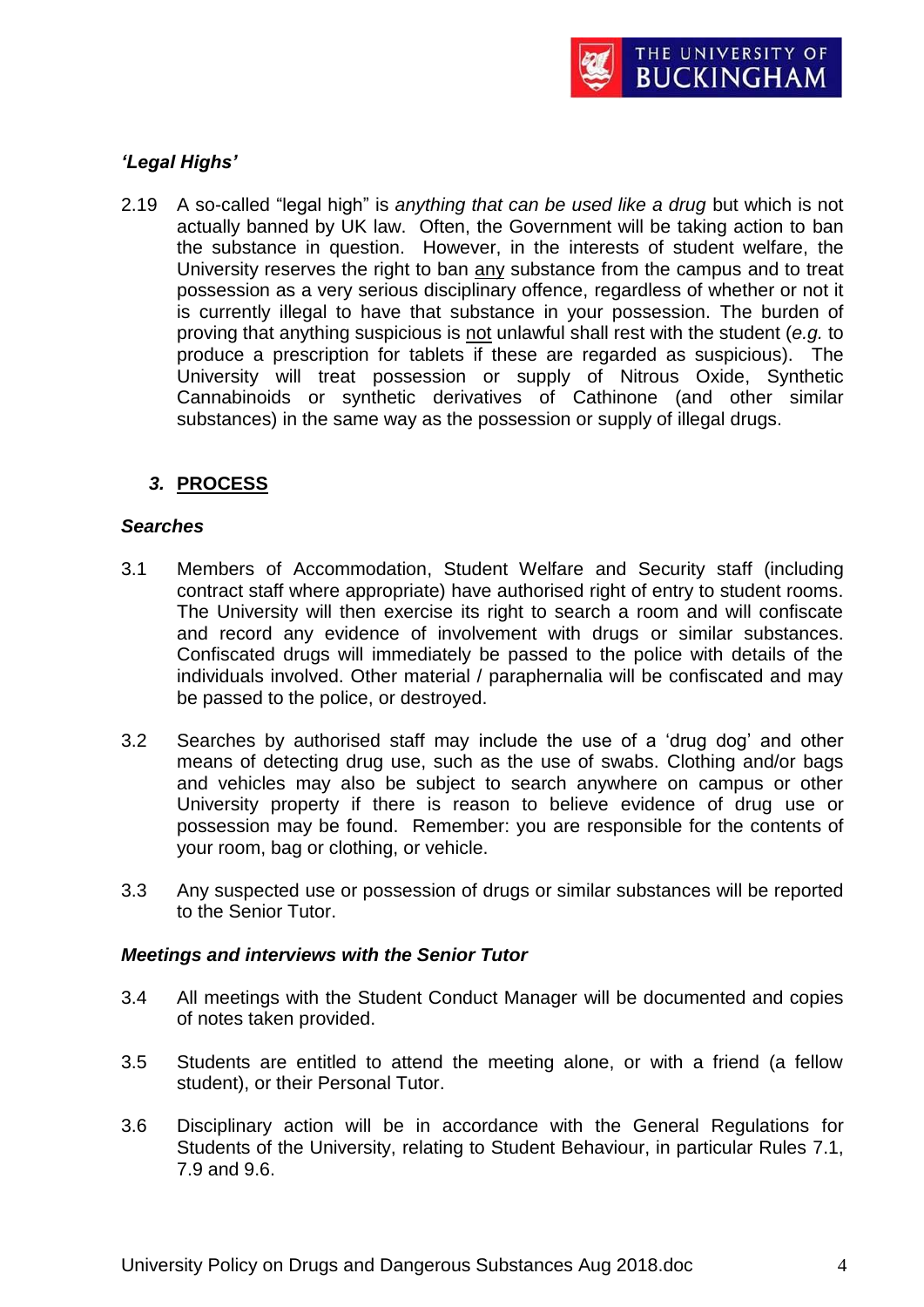***'Legal Highs'***

2.19 A so-called "legal high" is *anything that can be used like a drug* but which is not actually banned by UK law. Often, the Government will be taking action to ban the substance in question. However, in the interests of student welfare, the University reserves the right to ban <u>any</u> substance from the campus and to treat possession as a very serious disciplinary offence, regardless of whether or not it is currently illegal to have that substance in your possession. The burden of proving that anything suspicious is <u>not</u> unlawful shall rest with the student (*e.g.* to produce a prescription for tablets if these are regarded as suspicious). The University will treat possession or supply of Nitrous Oxide, Synthetic Cannabinoids or synthetic derivatives of Cathinone (and other similar substances) in the same way as the possession or supply of illegal drugs.

## *3.* PROCESS

***Searches***

3.1 Members of Accommodation, Student Welfare and Security staff (including contract staff where appropriate) have authorised right of entry to student rooms. The University will then exercise its right to search a room and will confiscate and record any evidence of involvement with drugs or similar substances. Confiscated drugs will immediately be passed to the police with details of the individuals involved. Other material / paraphernalia will be confiscated and may be passed to the police, or destroyed.

3.2 Searches by authorised staff may include the use of a 'drug dog' and other means of detecting drug use, such as the use of swabs. Clothing and/or bags and vehicles may also be subject to search anywhere on campus or other University property if there is reason to believe evidence of drug use or possession may be found. Remember: you are responsible for the contents of your room, bag or clothing, or vehicle.

3.3 Any suspected use or possession of drugs or similar substances will be reported to the Senior Tutor.

***Meetings and interviews with the Senior Tutor***

3.4 All meetings with the Student Conduct Manager will be documented and copies of notes taken provided.

3.5 Students are entitled to attend the meeting alone, or with a friend (a fellow student), or their Personal Tutor.

3.6 Disciplinary action will be in accordance with the General Regulations for Students of the University, relating to Student Behaviour, in particular Rules 7.1, 7.9 and 9.6.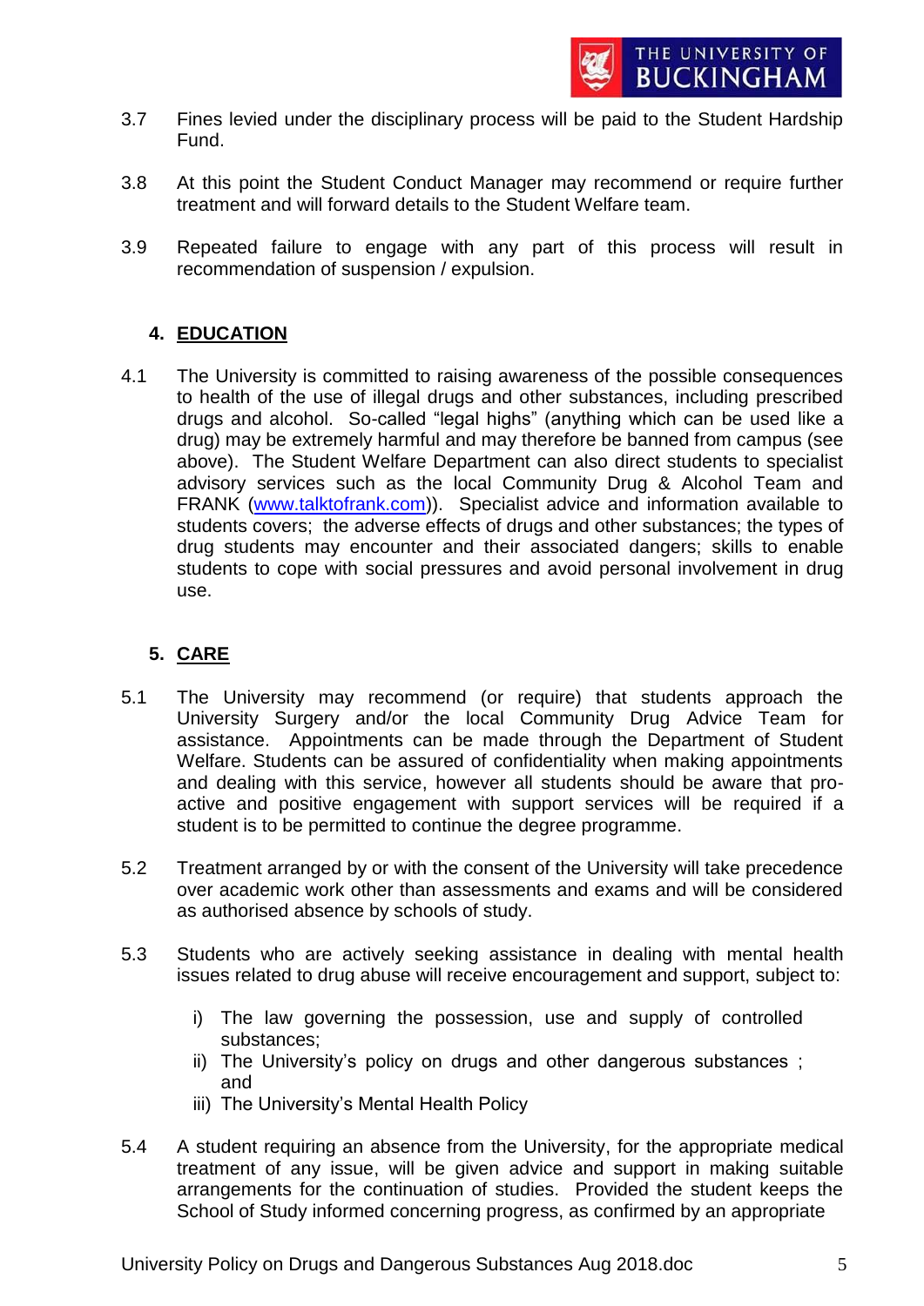3.7 Fines levied under the disciplinary process will be paid to the Student Hardship Fund.

3.8 At this point the Student Conduct Manager may recommend or require further treatment and will forward details to the Student Welfare team.

3.9 Repeated failure to engage with any part of this process will result in recommendation of suspension / expulsion.

## 4. EDUCATION

4.1 The University is committed to raising awareness of the possible consequences to health of the use of illegal drugs and other substances, including prescribed drugs and alcohol. So-called "legal highs" (anything which can be used like a drug) may be extremely harmful and may therefore be banned from campus (see above). The Student Welfare Department can also direct students to specialist advisory services such as the local Community Drug & Alcohol Team and FRANK (www.talktofrank.com)). Specialist advice and information available to students covers; the adverse effects of drugs and other substances; the types of drug students may encounter and their associated dangers; skills to enable students to cope with social pressures and avoid personal involvement in drug use.

## 5. CARE

5.1 The University may recommend (or require) that students approach the University Surgery and/or the local Community Drug Advice Team for assistance. Appointments can be made through the Department of Student Welfare. Students can be assured of confidentiality when making appointments and dealing with this service, however all students should be aware that pro-active and positive engagement with support services will be required if a student is to be permitted to continue the degree programme.

5.2 Treatment arranged by or with the consent of the University will take precedence over academic work other than assessments and exams and will be considered as authorised absence by schools of study.

5.3 Students who are actively seeking assistance in dealing with mental health issues related to drug abuse will receive encouragement and support, subject to:

i) The law governing the possession, use and supply of controlled substances;
ii) The University's policy on drugs and other dangerous substances ; and
iii) The University's Mental Health Policy

5.4 A student requiring an absence from the University, for the appropriate medical treatment of any issue, will be given advice and support in making suitable arrangements for the continuation of studies. Provided the student keeps the School of Study informed concerning progress, as confirmed by an appropriate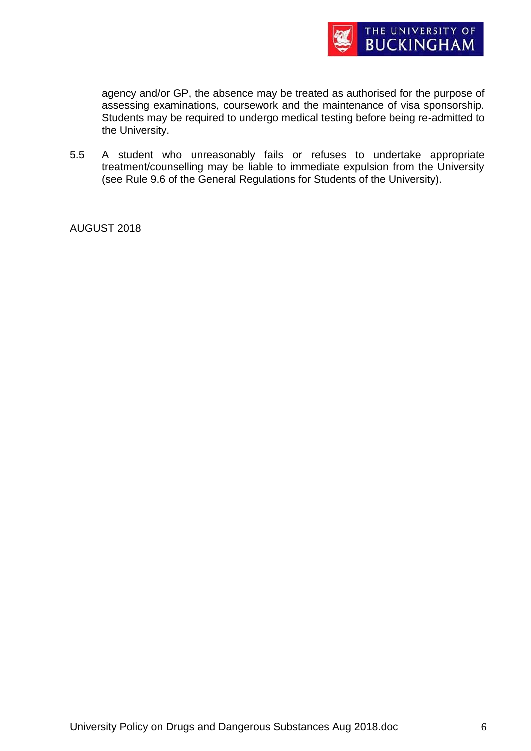agency and/or GP, the absence may be treated as authorised for the purpose of assessing examinations, coursework and the maintenance of visa sponsorship. Students may be required to undergo medical testing before being re-admitted to the University.

5.5 A student who unreasonably fails or refuses to undertake appropriate treatment/counselling may be liable to immediate expulsion from the University (see Rule 9.6 of the General Regulations for Students of the University).

AUGUST 2018